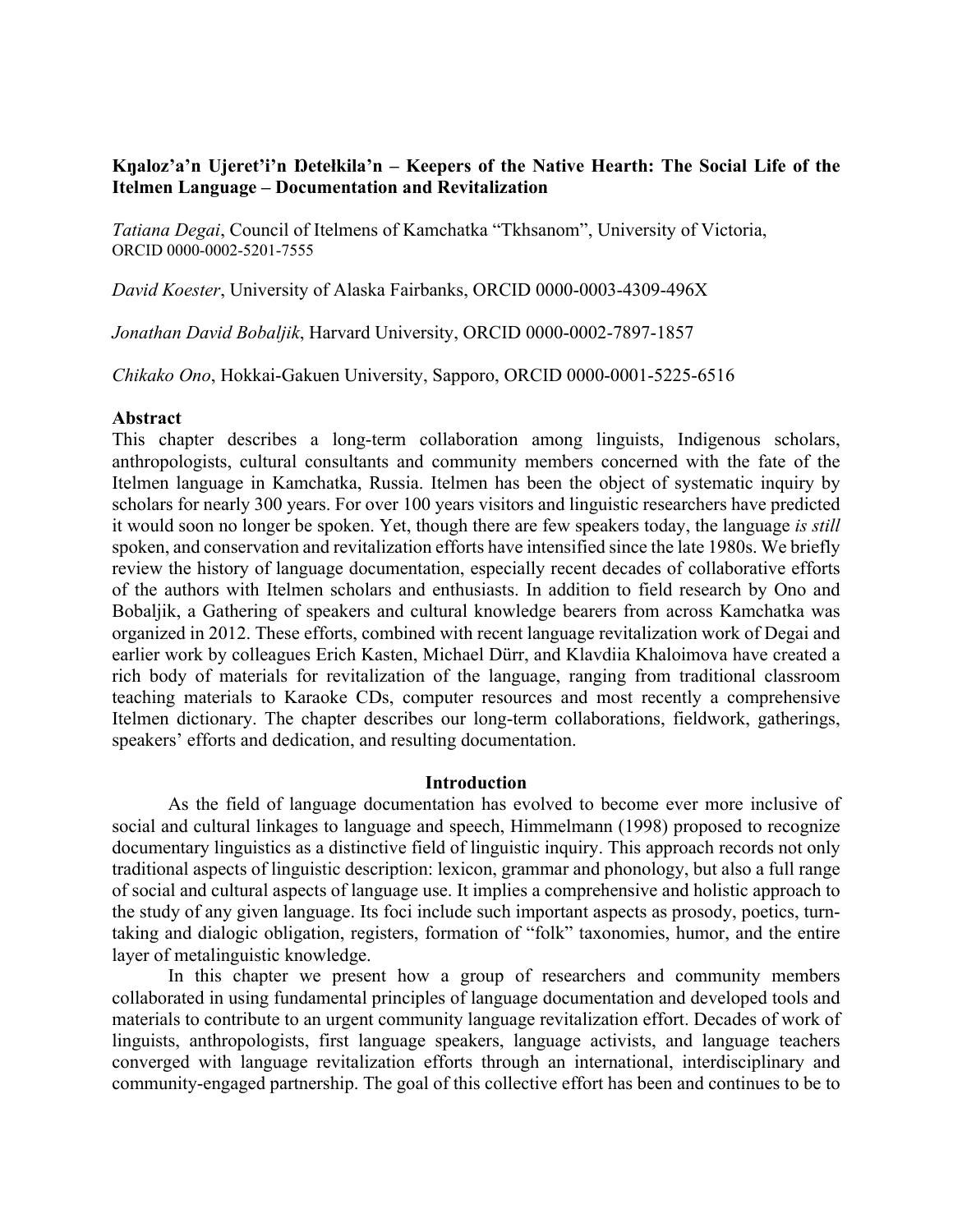**Kŋaloz'a'n Ujeret'i'n Ɖetełkila'n – Keepers of the Native Hearth: The Social Life of the Itelmen Language – Documentation and Revitalization**

*Tatiana Degai*, Council of Itelmens of Kamchatka "Tkhsanom", University of Victoria, ORCID 0000-0002-5201-7555

*David Koester*, University of Alaska Fairbanks, ORCID 0000-0003-4309-496X

*Jonathan David Bobaljik*, Harvard University, ORCID 0000-0002-7897-1857

*Chikako Ono*, Hokkai-Gakuen University, Sapporo, ORCID 0000-0001-5225-6516

**Abstract**

This chapter describes a long-term collaboration among linguists, Indigenous scholars, anthropologists, cultural consultants and community members concerned with the fate of the Itelmen language in Kamchatka, Russia. Itelmen has been the object of systematic inquiry by scholars for nearly 300 years. For over 100 years visitors and linguistic researchers have predicted it would soon no longer be spoken. Yet, though there are few speakers today, the language *is still* spoken, and conservation and revitalization efforts have intensified since the late 1980s. We briefly review the history of language documentation, especially recent decades of collaborative efforts of the authors with Itelmen scholars and enthusiasts. In addition to field research by Ono and Bobaljik, a Gathering of speakers and cultural knowledge bearers from across Kamchatka was organized in 2012. These efforts, combined with recent language revitalization work of Degai and earlier work by colleagues Erich Kasten, Michael Dürr, and Klavdiia Khaloimova have created a rich body of materials for revitalization of the language, ranging from traditional classroom teaching materials to Karaoke CDs, computer resources and most recently a comprehensive Itelmen dictionary. The chapter describes our long-term collaborations, fieldwork, gatherings, speakers' efforts and dedication, and resulting documentation.

## Introduction

As the field of language documentation has evolved to become ever more inclusive of social and cultural linkages to language and speech, Himmelmann (1998) proposed to recognize documentary linguistics as a distinctive field of linguistic inquiry. This approach records not only traditional aspects of linguistic description: lexicon, grammar and phonology, but also a full range of social and cultural aspects of language use. It implies a comprehensive and holistic approach to the study of any given language. Its foci include such important aspects as prosody, poetics, turn-taking and dialogic obligation, registers, formation of "folk" taxonomies, humor, and the entire layer of metalinguistic knowledge.

In this chapter we present how a group of researchers and community members collaborated in using fundamental principles of language documentation and developed tools and materials to contribute to an urgent community language revitalization effort. Decades of work of linguists, anthropologists, first language speakers, language activists, and language teachers converged with language revitalization efforts through an international, interdisciplinary and community-engaged partnership. The goal of this collective effort has been and continues to be to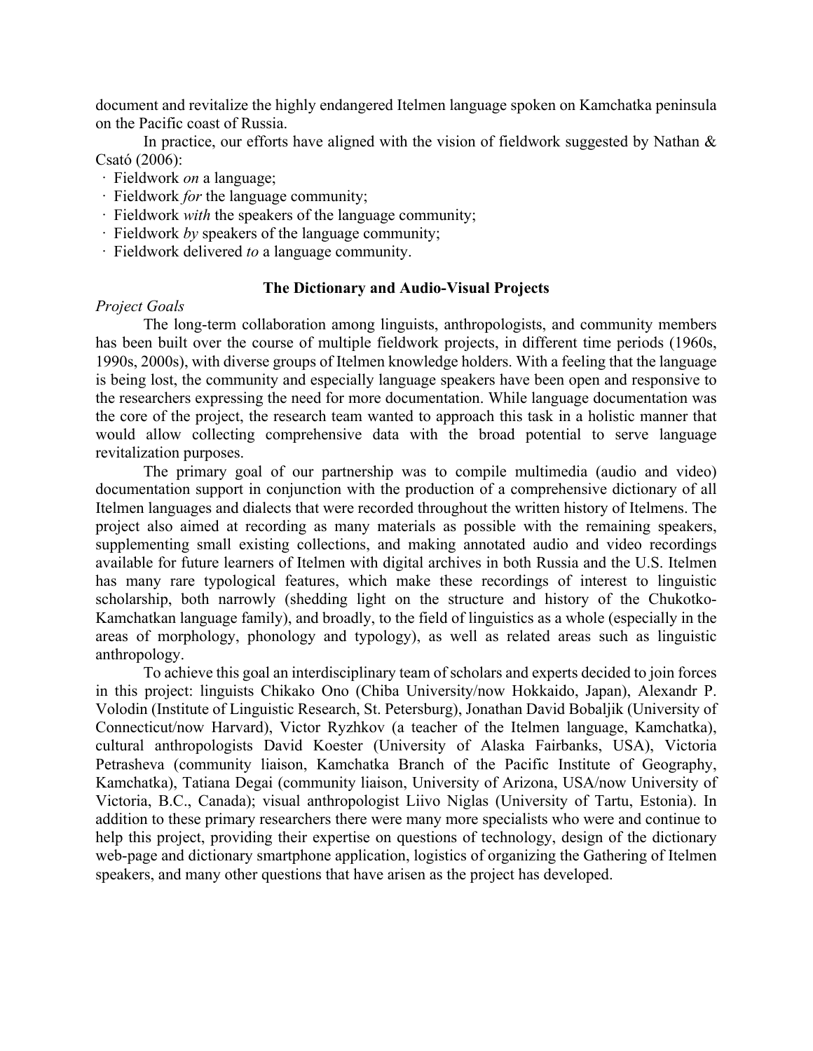document and revitalize the highly endangered Itelmen language spoken on Kamchatka peninsula on the Pacific coast of Russia.

In practice, our efforts have aligned with the vision of fieldwork suggested by Nathan & Csató (2006):

- Fieldwork *on* a language;
- Fieldwork *for* the language community;
- Fieldwork *with* the speakers of the language community;
- Fieldwork *by* speakers of the language community;
- Fieldwork delivered *to* a language community.

## The Dictionary and Audio-Visual Projects

*Project Goals*

The long-term collaboration among linguists, anthropologists, and community members has been built over the course of multiple fieldwork projects, in different time periods (1960s, 1990s, 2000s), with diverse groups of Itelmen knowledge holders. With a feeling that the language is being lost, the community and especially language speakers have been open and responsive to the researchers expressing the need for more documentation. While language documentation was the core of the project, the research team wanted to approach this task in a holistic manner that would allow collecting comprehensive data with the broad potential to serve language revitalization purposes.

The primary goal of our partnership was to compile multimedia (audio and video) documentation support in conjunction with the production of a comprehensive dictionary of all Itelmen languages and dialects that were recorded throughout the written history of Itelmens. The project also aimed at recording as many materials as possible with the remaining speakers, supplementing small existing collections, and making annotated audio and video recordings available for future learners of Itelmen with digital archives in both Russia and the U.S. Itelmen has many rare typological features, which make these recordings of interest to linguistic scholarship, both narrowly (shedding light on the structure and history of the Chukotko-Kamchatkan language family), and broadly, to the field of linguistics as a whole (especially in the areas of morphology, phonology and typology), as well as related areas such as linguistic anthropology.

To achieve this goal an interdisciplinary team of scholars and experts decided to join forces in this project: linguists Chikako Ono (Chiba University/now Hokkaido, Japan), Alexandr P. Volodin (Institute of Linguistic Research, St. Petersburg), Jonathan David Bobaljik (University of Connecticut/now Harvard), Victor Ryzhkov (a teacher of the Itelmen language, Kamchatka), cultural anthropologists David Koester (University of Alaska Fairbanks, USA), Victoria Petrasheva (community liaison, Kamchatka Branch of the Pacific Institute of Geography, Kamchatka), Tatiana Degai (community liaison, University of Arizona, USA/now University of Victoria, B.C., Canada); visual anthropologist Liivo Niglas (University of Tartu, Estonia). In addition to these primary researchers there were many more specialists who were and continue to help this project, providing their expertise on questions of technology, design of the dictionary web-page and dictionary smartphone application, logistics of organizing the Gathering of Itelmen speakers, and many other questions that have arisen as the project has developed.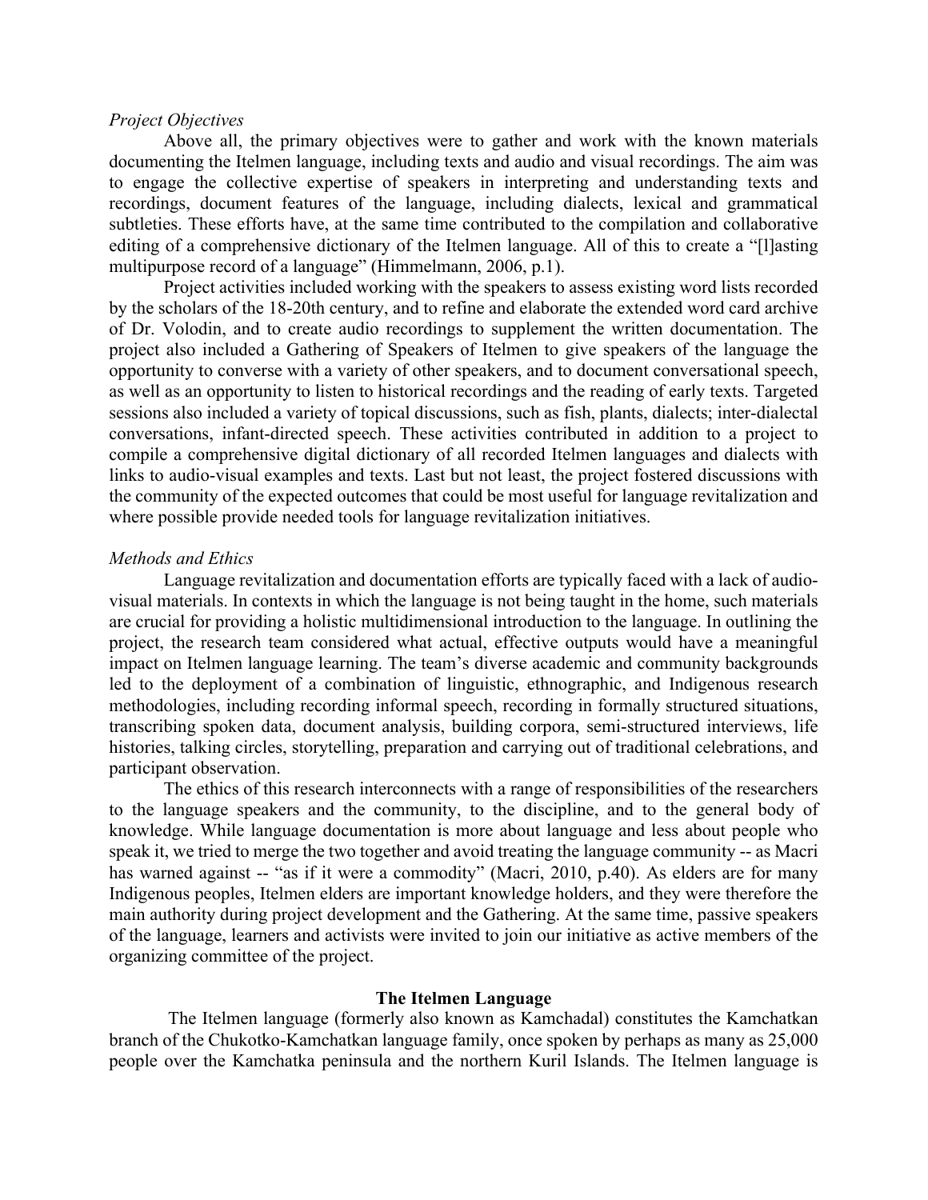*Project Objectives*

Above all, the primary objectives were to gather and work with the known materials documenting the Itelmen language, including texts and audio and visual recordings. The aim was to engage the collective expertise of speakers in interpreting and understanding texts and recordings, document features of the language, including dialects, lexical and grammatical subtleties. These efforts have, at the same time contributed to the compilation and collaborative editing of a comprehensive dictionary of the Itelmen language. All of this to create a "[l]asting multipurpose record of a language" (Himmelmann, 2006, p.1).

Project activities included working with the speakers to assess existing word lists recorded by the scholars of the 18-20th century, and to refine and elaborate the extended word card archive of Dr. Volodin, and to create audio recordings to supplement the written documentation. The project also included a Gathering of Speakers of Itelmen to give speakers of the language the opportunity to converse with a variety of other speakers, and to document conversational speech, as well as an opportunity to listen to historical recordings and the reading of early texts. Targeted sessions also included a variety of topical discussions, such as fish, plants, dialects; inter-dialectal conversations, infant-directed speech. These activities contributed in addition to a project to compile a comprehensive digital dictionary of all recorded Itelmen languages and dialects with links to audio-visual examples and texts. Last but not least, the project fostered discussions with the community of the expected outcomes that could be most useful for language revitalization and where possible provide needed tools for language revitalization initiatives.

*Methods and Ethics*

Language revitalization and documentation efforts are typically faced with a lack of audio-visual materials. In contexts in which the language is not being taught in the home, such materials are crucial for providing a holistic multidimensional introduction to the language. In outlining the project, the research team considered what actual, effective outputs would have a meaningful impact on Itelmen language learning. The team's diverse academic and community backgrounds led to the deployment of a combination of linguistic, ethnographic, and Indigenous research methodologies, including recording informal speech, recording in formally structured situations, transcribing spoken data, document analysis, building corpora, semi-structured interviews, life histories, talking circles, storytelling, preparation and carrying out of traditional celebrations, and participant observation.

The ethics of this research interconnects with a range of responsibilities of the researchers to the language speakers and the community, to the discipline, and to the general body of knowledge. While language documentation is more about language and less about people who speak it, we tried to merge the two together and avoid treating the language community -- as Macri has warned against -- "as if it were a commodity" (Macri, 2010, p.40). As elders are for many Indigenous peoples, Itelmen elders are important knowledge holders, and they were therefore the main authority during project development and the Gathering. At the same time, passive speakers of the language, learners and activists were invited to join our initiative as active members of the organizing committee of the project.

## The Itelmen Language

The Itelmen language (formerly also known as Kamchadal) constitutes the Kamchatkan branch of the Chukotko-Kamchatkan language family, once spoken by perhaps as many as 25,000 people over the Kamchatka peninsula and the northern Kuril Islands. The Itelmen language is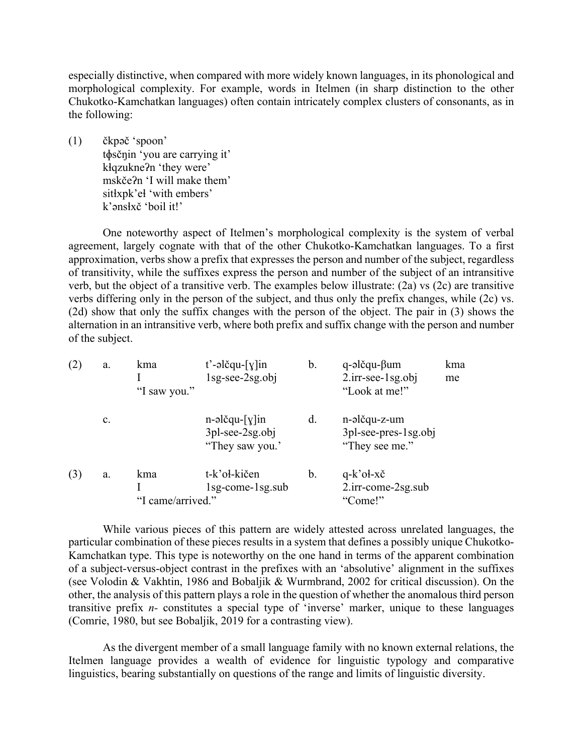especially distinctive, when compared with more widely known languages, in its phonological and morphological complexity. For example, words in Itelmen (in sharp distinction to the other Chukotko-Kamchatkan languages) often contain intricately complex clusters of consonants, as in the following:

(1) čkpəč 'spoon'
tɸsčŋin 'you are carrying it'
kłqzukneʔn 'they were'
mskčeʔn 'I will make them'
sitłxpk'eł 'with embers'
k'ənsłxč 'boil it!'

One noteworthy aspect of Itelmen's morphological complexity is the system of verbal agreement, largely cognate with that of the other Chukotko-Kamchatkan languages. To a first approximation, verbs show a prefix that expresses the person and number of the subject, regardless of transitivity, while the suffixes express the person and number of the subject of an intransitive verb, but the object of a transitive verb. The examples below illustrate: (2a) vs (2c) are transitive verbs differing only in the person of the subject, and thus only the prefix changes, while (2c) vs. (2d) show that only the suffix changes with the person of the object. The pair in (3) shows the alternation in an intransitive verb, where both prefix and suffix change with the person and number of the subject.

(2) a. kma t'-əlčqu-[ɣ]in
I 1sg-see-2sg.obj
"I saw you."

b. q-əlčqu-βum kma
2.irr-see-1sg.obj me
"Look at me!"

c. n-əlčqu-[ɣ]in
3pl-see-2sg.obj
"They saw you.'

d. n-əlčqu-z-um
3pl-see-pres-1sg.obj
"They see me."

(3) a. kma t-k'oł-kičen
I 1sg-come-1sg.sub
"I came/arrived."

b. q-k'oł-xč
2.irr-come-2sg.sub
"Come!"

While various pieces of this pattern are widely attested across unrelated languages, the particular combination of these pieces results in a system that defines a possibly unique Chukotko-Kamchatkan type. This type is noteworthy on the one hand in terms of the apparent combination of a subject-versus-object contrast in the prefixes with an 'absolutive' alignment in the suffixes (see Volodin & Vakhtin, 1986 and Bobaljik & Wurmbrand, 2002 for critical discussion). On the other, the analysis of this pattern plays a role in the question of whether the anomalous third person transitive prefix *n-* constitutes a special type of 'inverse' marker, unique to these languages (Comrie, 1980, but see Bobaljik, 2019 for a contrasting view).

As the divergent member of a small language family with no known external relations, the Itelmen language provides a wealth of evidence for linguistic typology and comparative linguistics, bearing substantially on questions of the range and limits of linguistic diversity.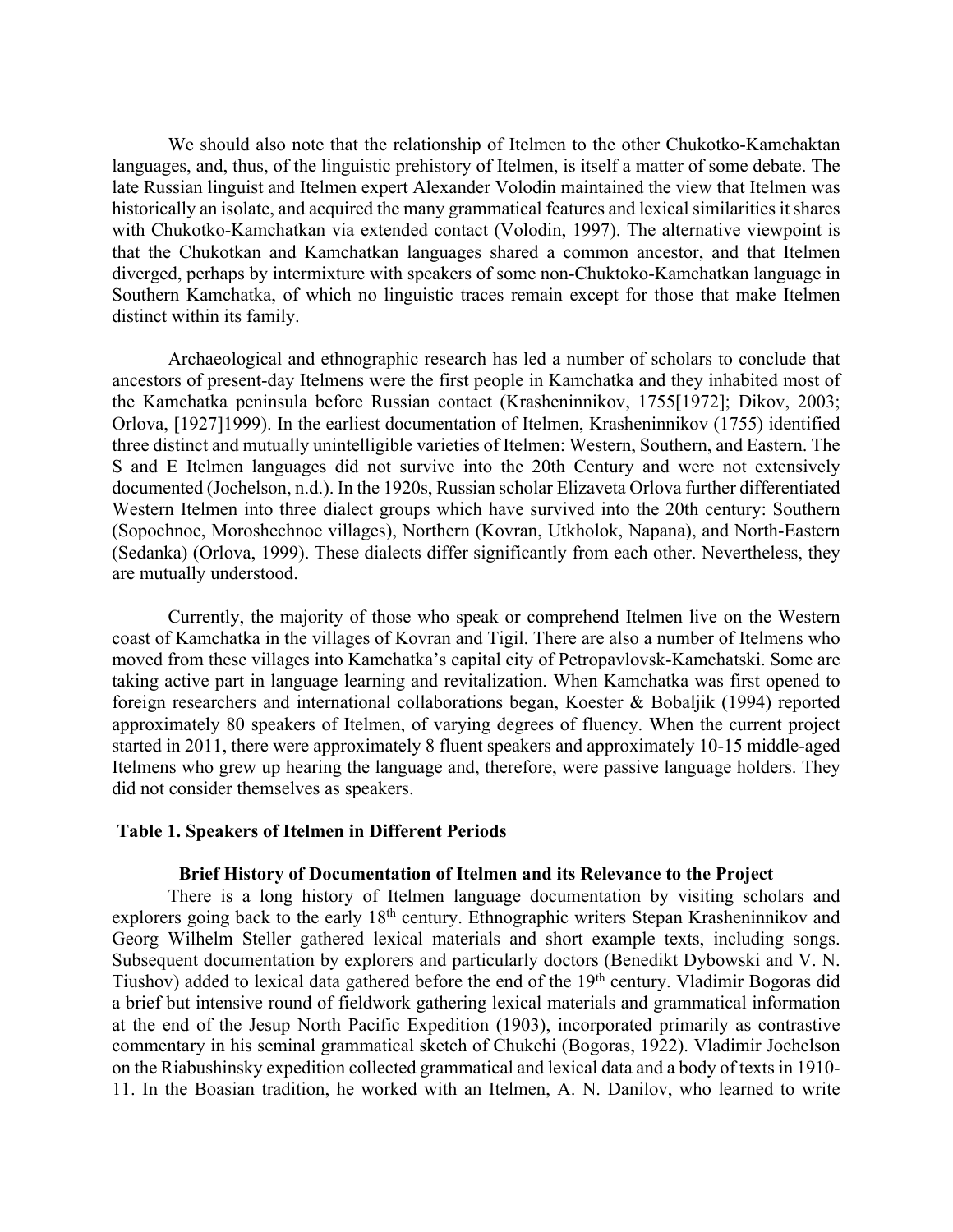We should also note that the relationship of Itelmen to the other Chukotko-Kamchaktan languages, and, thus, of the linguistic prehistory of Itelmen, is itself a matter of some debate. The late Russian linguist and Itelmen expert Alexander Volodin maintained the view that Itelmen was historically an isolate, and acquired the many grammatical features and lexical similarities it shares with Chukotko-Kamchatkan via extended contact (Volodin, 1997). The alternative viewpoint is that the Chukotkan and Kamchatkan languages shared a common ancestor, and that Itelmen diverged, perhaps by intermixture with speakers of some non-Chuktoko-Kamchatkan language in Southern Kamchatka, of which no linguistic traces remain except for those that make Itelmen distinct within its family.

Archaeological and ethnographic research has led a number of scholars to conclude that ancestors of present-day Itelmens were the first people in Kamchatka and they inhabited most of the Kamchatka peninsula before Russian contact (Krasheninnikov, 1755[1972]; Dikov, 2003; Orlova, [1927]1999). In the earliest documentation of Itelmen, Krasheninnikov (1755) identified three distinct and mutually unintelligible varieties of Itelmen: Western, Southern, and Eastern. The S and E Itelmen languages did not survive into the 20th Century and were not extensively documented (Jochelson, n.d.). In the 1920s, Russian scholar Elizaveta Orlova further differentiated Western Itelmen into three dialect groups which have survived into the 20th century: Southern (Sopochnoe, Moroshechnoe villages), Northern (Kovran, Utkholok, Napana), and North-Eastern (Sedanka) (Orlova, 1999). These dialects differ significantly from each other. Nevertheless, they are mutually understood.

Currently, the majority of those who speak or comprehend Itelmen live on the Western coast of Kamchatka in the villages of Kovran and Tigil. There are also a number of Itelmens who moved from these villages into Kamchatka's capital city of Petropavlovsk-Kamchatski. Some are taking active part in language learning and revitalization. When Kamchatka was first opened to foreign researchers and international collaborations began, Koester & Bobaljik (1994) reported approximately 80 speakers of Itelmen, of varying degrees of fluency. When the current project started in 2011, there were approximately 8 fluent speakers and approximately 10-15 middle-aged Itelmens who grew up hearing the language and, therefore, were passive language holders. They did not consider themselves as speakers.

**Table 1. Speakers of Itelmen in Different Periods**

## Brief History of Documentation of Itelmen and its Relevance to the Project

There is a long history of Itelmen language documentation by visiting scholars and explorers going back to the early 18th century. Ethnographic writers Stepan Krasheninnikov and Georg Wilhelm Steller gathered lexical materials and short example texts, including songs. Subsequent documentation by explorers and particularly doctors (Benedikt Dybowski and V. N. Tiushov) added to lexical data gathered before the end of the 19th century. Vladimir Bogoras did a brief but intensive round of fieldwork gathering lexical materials and grammatical information at the end of the Jesup North Pacific Expedition (1903), incorporated primarily as contrastive commentary in his seminal grammatical sketch of Chukchi (Bogoras, 1922). Vladimir Jochelson on the Riabushinsky expedition collected grammatical and lexical data and a body of texts in 1910-11. In the Boasian tradition, he worked with an Itelmen, A. N. Danilov, who learned to write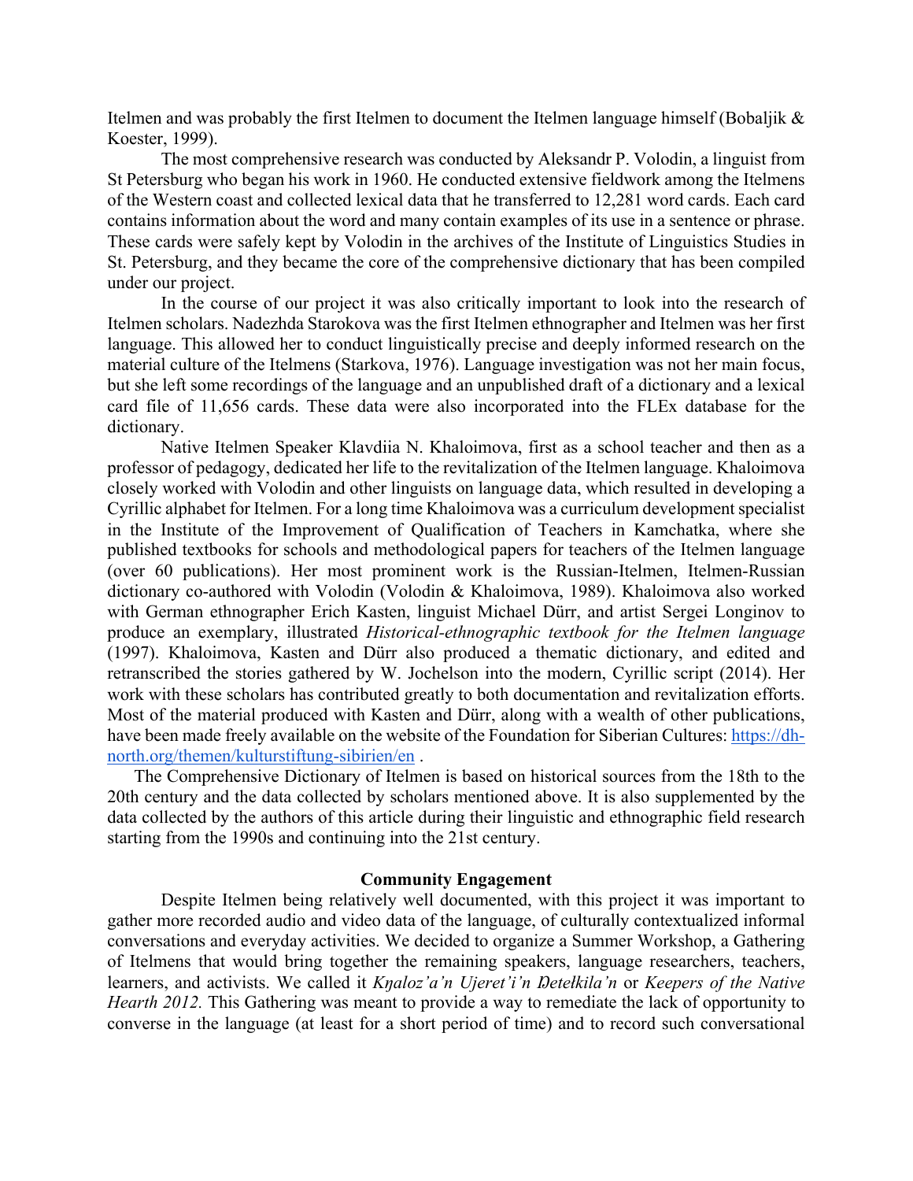Itelmen and was probably the first Itelmen to document the Itelmen language himself (Bobaljik & Koester, 1999).

The most comprehensive research was conducted by Aleksandr P. Volodin, a linguist from St Petersburg who began his work in 1960. He conducted extensive fieldwork among the Itelmens of the Western coast and collected lexical data that he transferred to 12,281 word cards. Each card contains information about the word and many contain examples of its use in a sentence or phrase. These cards were safely kept by Volodin in the archives of the Institute of Linguistics Studies in St. Petersburg, and they became the core of the comprehensive dictionary that has been compiled under our project.

In the course of our project it was also critically important to look into the research of Itelmen scholars. Nadezhda Starokova was the first Itelmen ethnographer and Itelmen was her first language. This allowed her to conduct linguistically precise and deeply informed research on the material culture of the Itelmens (Starkova, 1976). Language investigation was not her main focus, but she left some recordings of the language and an unpublished draft of a dictionary and a lexical card file of 11,656 cards. These data were also incorporated into the FLEx database for the dictionary.

Native Itelmen Speaker Klavdiia N. Khaloimova, first as a school teacher and then as a professor of pedagogy, dedicated her life to the revitalization of the Itelmen language. Khaloimova closely worked with Volodin and other linguists on language data, which resulted in developing a Cyrillic alphabet for Itelmen. For a long time Khaloimova was a curriculum development specialist in the Institute of the Improvement of Qualification of Teachers in Kamchatka, where she published textbooks for schools and methodological papers for teachers of the Itelmen language (over 60 publications). Her most prominent work is the Russian-Itelmen, Itelmen-Russian dictionary co-authored with Volodin (Volodin & Khaloimova, 1989). Khaloimova also worked with German ethnographer Erich Kasten, linguist Michael Dürr, and artist Sergei Longinov to produce an exemplary, illustrated *Historical-ethnographic textbook for the Itelmen language* (1997). Khaloimova, Kasten and Dürr also produced a thematic dictionary, and edited and retranscribed the stories gathered by W. Jochelson into the modern, Cyrillic script (2014). Her work with these scholars has contributed greatly to both documentation and revitalization efforts. Most of the material produced with Kasten and Dürr, along with a wealth of other publications, have been made freely available on the website of the Foundation for Siberian Cultures: https://dh-north.org/themen/kulturstiftung-sibirien/en .

The Comprehensive Dictionary of Itelmen is based on historical sources from the 18th to the 20th century and the data collected by scholars mentioned above. It is also supplemented by the data collected by the authors of this article during their linguistic and ethnographic field research starting from the 1990s and continuing into the 21st century.

## Community Engagement

Despite Itelmen being relatively well documented, with this project it was important to gather more recorded audio and video data of the language, of culturally contextualized informal conversations and everyday activities. We decided to organize a Summer Workshop, a Gathering of Itelmens that would bring together the remaining speakers, language researchers, teachers, learners, and activists. We called it *Kŋaloz'a'n Ujeret'i'n Ɗetełkila'n* or *Keepers of the Native Hearth 2012.* This Gathering was meant to provide a way to remediate the lack of opportunity to converse in the language (at least for a short period of time) and to record such conversational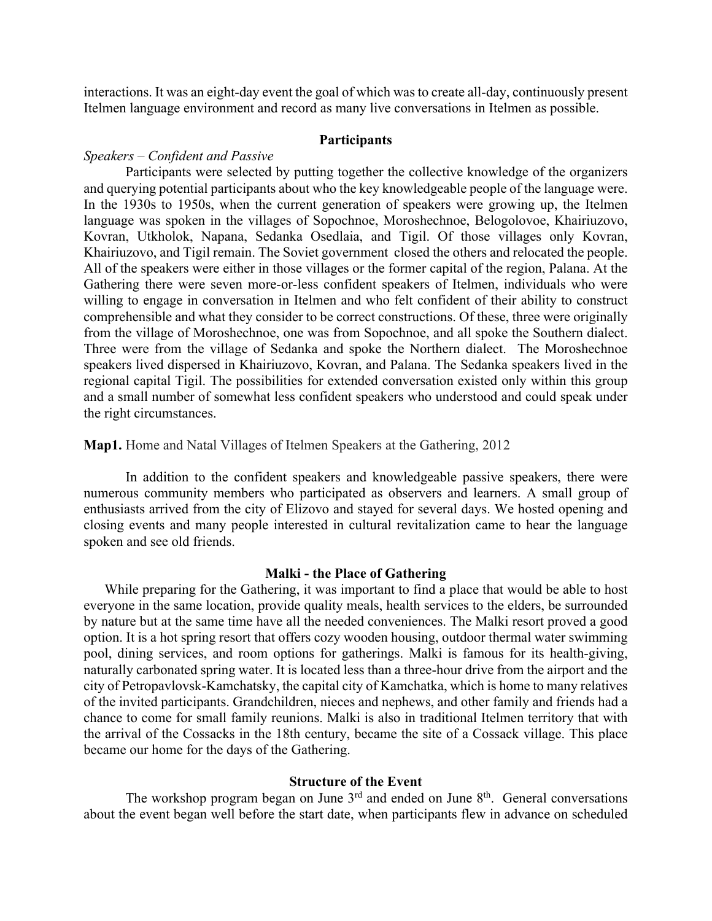interactions. It was an eight-day event the goal of which was to create all-day, continuously present Itelmen language environment and record as many live conversations in Itelmen as possible.

## Participants

*Speakers – Confident and Passive*

Participants were selected by putting together the collective knowledge of the organizers and querying potential participants about who the key knowledgeable people of the language were. In the 1930s to 1950s, when the current generation of speakers were growing up, the Itelmen language was spoken in the villages of Sopochnoe, Moroshechnoe, Belogolovoe, Khairiuzovo, Kovran, Utkholok, Napana, Sedanka Osedlaia, and Tigil. Of those villages only Kovran, Khairiuzovo, and Tigil remain. The Soviet government closed the others and relocated the people. All of the speakers were either in those villages or the former capital of the region, Palana. At the Gathering there were seven more-or-less confident speakers of Itelmen, individuals who were willing to engage in conversation in Itelmen and who felt confident of their ability to construct comprehensible and what they consider to be correct constructions. Of these, three were originally from the village of Moroshechnoe, one was from Sopochnoe, and all spoke the Southern dialect. Three were from the village of Sedanka and spoke the Northern dialect. The Moroshechnoe speakers lived dispersed in Khairiuzovo, Kovran, and Palana. The Sedanka speakers lived in the regional capital Tigil. The possibilities for extended conversation existed only within this group and a small number of somewhat less confident speakers who understood and could speak under the right circumstances.

**Map1.** Home and Natal Villages of Itelmen Speakers at the Gathering, 2012

In addition to the confident speakers and knowledgeable passive speakers, there were numerous community members who participated as observers and learners. A small group of enthusiasts arrived from the city of Elizovo and stayed for several days. We hosted opening and closing events and many people interested in cultural revitalization came to hear the language spoken and see old friends.

## Malki - the Place of Gathering

While preparing for the Gathering, it was important to find a place that would be able to host everyone in the same location, provide quality meals, health services to the elders, be surrounded by nature but at the same time have all the needed conveniences. The Malki resort proved a good option. It is a hot spring resort that offers cozy wooden housing, outdoor thermal water swimming pool, dining services, and room options for gatherings. Malki is famous for its health-giving, naturally carbonated spring water. It is located less than a three-hour drive from the airport and the city of Petropavlovsk-Kamchatsky, the capital city of Kamchatka, which is home to many relatives of the invited participants. Grandchildren, nieces and nephews, and other family and friends had a chance to come for small family reunions. Malki is also in traditional Itelmen territory that with the arrival of the Cossacks in the 18th century, became the site of a Cossack village. This place became our home for the days of the Gathering.

## Structure of the Event

The workshop program began on June 3rd and ended on June 8th. General conversations about the event began well before the start date, when participants flew in advance on scheduled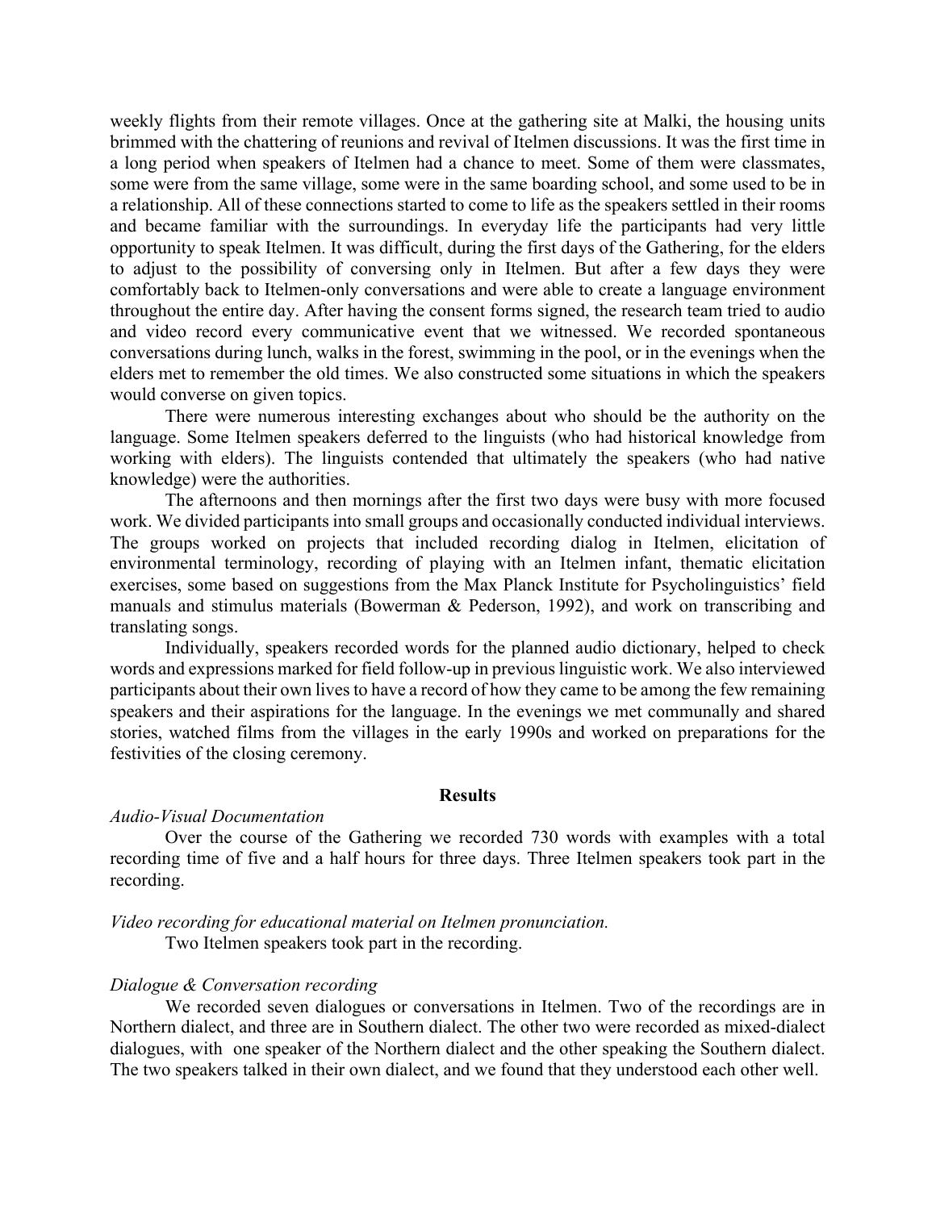weekly flights from their remote villages. Once at the gathering site at Malki, the housing units brimmed with the chattering of reunions and revival of Itelmen discussions. It was the first time in a long period when speakers of Itelmen had a chance to meet. Some of them were classmates, some were from the same village, some were in the same boarding school, and some used to be in a relationship. All of these connections started to come to life as the speakers settled in their rooms and became familiar with the surroundings. In everyday life the participants had very little opportunity to speak Itelmen. It was difficult, during the first days of the Gathering, for the elders to adjust to the possibility of conversing only in Itelmen. But after a few days they were comfortably back to Itelmen-only conversations and were able to create a language environment throughout the entire day. After having the consent forms signed, the research team tried to audio and video record every communicative event that we witnessed. We recorded spontaneous conversations during lunch, walks in the forest, swimming in the pool, or in the evenings when the elders met to remember the old times. We also constructed some situations in which the speakers would converse on given topics.

There were numerous interesting exchanges about who should be the authority on the language. Some Itelmen speakers deferred to the linguists (who had historical knowledge from working with elders). The linguists contended that ultimately the speakers (who had native knowledge) were the authorities.

The afternoons and then mornings after the first two days were busy with more focused work. We divided participants into small groups and occasionally conducted individual interviews. The groups worked on projects that included recording dialog in Itelmen, elicitation of environmental terminology, recording of playing with an Itelmen infant, thematic elicitation exercises, some based on suggestions from the Max Planck Institute for Psycholinguistics' field manuals and stimulus materials (Bowerman & Pederson, 1992), and work on transcribing and translating songs.

Individually, speakers recorded words for the planned audio dictionary, helped to check words and expressions marked for field follow-up in previous linguistic work. We also interviewed participants about their own lives to have a record of how they came to be among the few remaining speakers and their aspirations for the language. In the evenings we met communally and shared stories, watched films from the villages in the early 1990s and worked on preparations for the festivities of the closing ceremony.

## Results

*Audio-Visual Documentation*

Over the course of the Gathering we recorded 730 words with examples with a total recording time of five and a half hours for three days. Three Itelmen speakers took part in the recording.

*Video recording for educational material on Itelmen pronunciation.*

Two Itelmen speakers took part in the recording.

*Dialogue & Conversation recording*

We recorded seven dialogues or conversations in Itelmen. Two of the recordings are in Northern dialect, and three are in Southern dialect. The other two were recorded as mixed-dialect dialogues, with one speaker of the Northern dialect and the other speaking the Southern dialect. The two speakers talked in their own dialect, and we found that they understood each other well.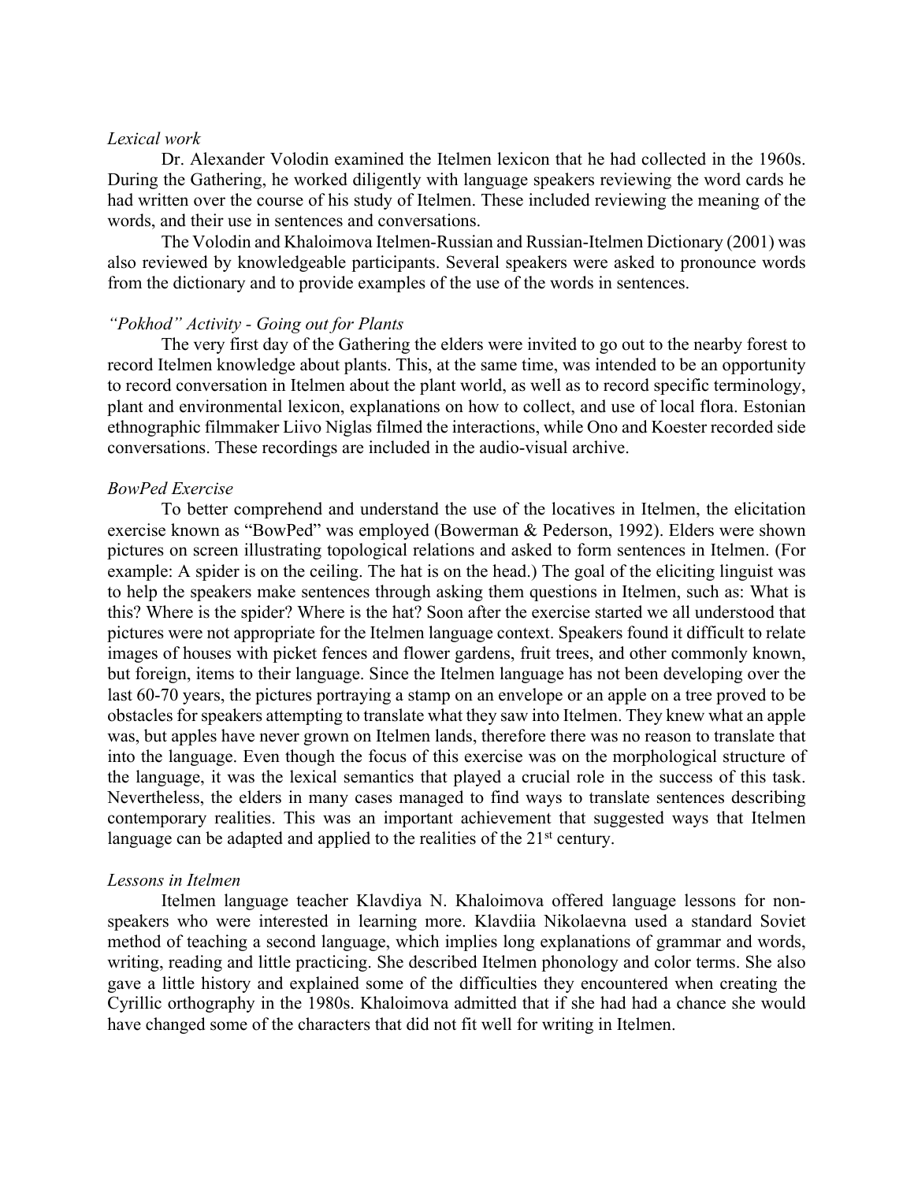*Lexical work*

Dr. Alexander Volodin examined the Itelmen lexicon that he had collected in the 1960s. During the Gathering, he worked diligently with language speakers reviewing the word cards he had written over the course of his study of Itelmen. These included reviewing the meaning of the words, and their use in sentences and conversations.

The Volodin and Khaloimova Itelmen-Russian and Russian-Itelmen Dictionary (2001) was also reviewed by knowledgeable participants. Several speakers were asked to pronounce words from the dictionary and to provide examples of the use of the words in sentences.

*"Pokhod" Activity - Going out for Plants*

The very first day of the Gathering the elders were invited to go out to the nearby forest to record Itelmen knowledge about plants. This, at the same time, was intended to be an opportunity to record conversation in Itelmen about the plant world, as well as to record specific terminology, plant and environmental lexicon, explanations on how to collect, and use of local flora. Estonian ethnographic filmmaker Liivo Niglas filmed the interactions, while Ono and Koester recorded side conversations. These recordings are included in the audio-visual archive.

*BowPed Exercise*

To better comprehend and understand the use of the locatives in Itelmen, the elicitation exercise known as "BowPed" was employed (Bowerman & Pederson, 1992). Elders were shown pictures on screen illustrating topological relations and asked to form sentences in Itelmen. (For example: A spider is on the ceiling. The hat is on the head.) The goal of the eliciting linguist was to help the speakers make sentences through asking them questions in Itelmen, such as: What is this? Where is the spider? Where is the hat? Soon after the exercise started we all understood that pictures were not appropriate for the Itelmen language context. Speakers found it difficult to relate images of houses with picket fences and flower gardens, fruit trees, and other commonly known, but foreign, items to their language. Since the Itelmen language has not been developing over the last 60-70 years, the pictures portraying a stamp on an envelope or an apple on a tree proved to be obstacles for speakers attempting to translate what they saw into Itelmen. They knew what an apple was, but apples have never grown on Itelmen lands, therefore there was no reason to translate that into the language. Even though the focus of this exercise was on the morphological structure of the language, it was the lexical semantics that played a crucial role in the success of this task. Nevertheless, the elders in many cases managed to find ways to translate sentences describing contemporary realities. This was an important achievement that suggested ways that Itelmen language can be adapted and applied to the realities of the 21st century.

*Lessons in Itelmen*

Itelmen language teacher Klavdiya N. Khaloimova offered language lessons for non-speakers who were interested in learning more. Klavdiia Nikolaevna used a standard Soviet method of teaching a second language, which implies long explanations of grammar and words, writing, reading and little practicing. She described Itelmen phonology and color terms. She also gave a little history and explained some of the difficulties they encountered when creating the Cyrillic orthography in the 1980s. Khaloimova admitted that if she had had a chance she would have changed some of the characters that did not fit well for writing in Itelmen.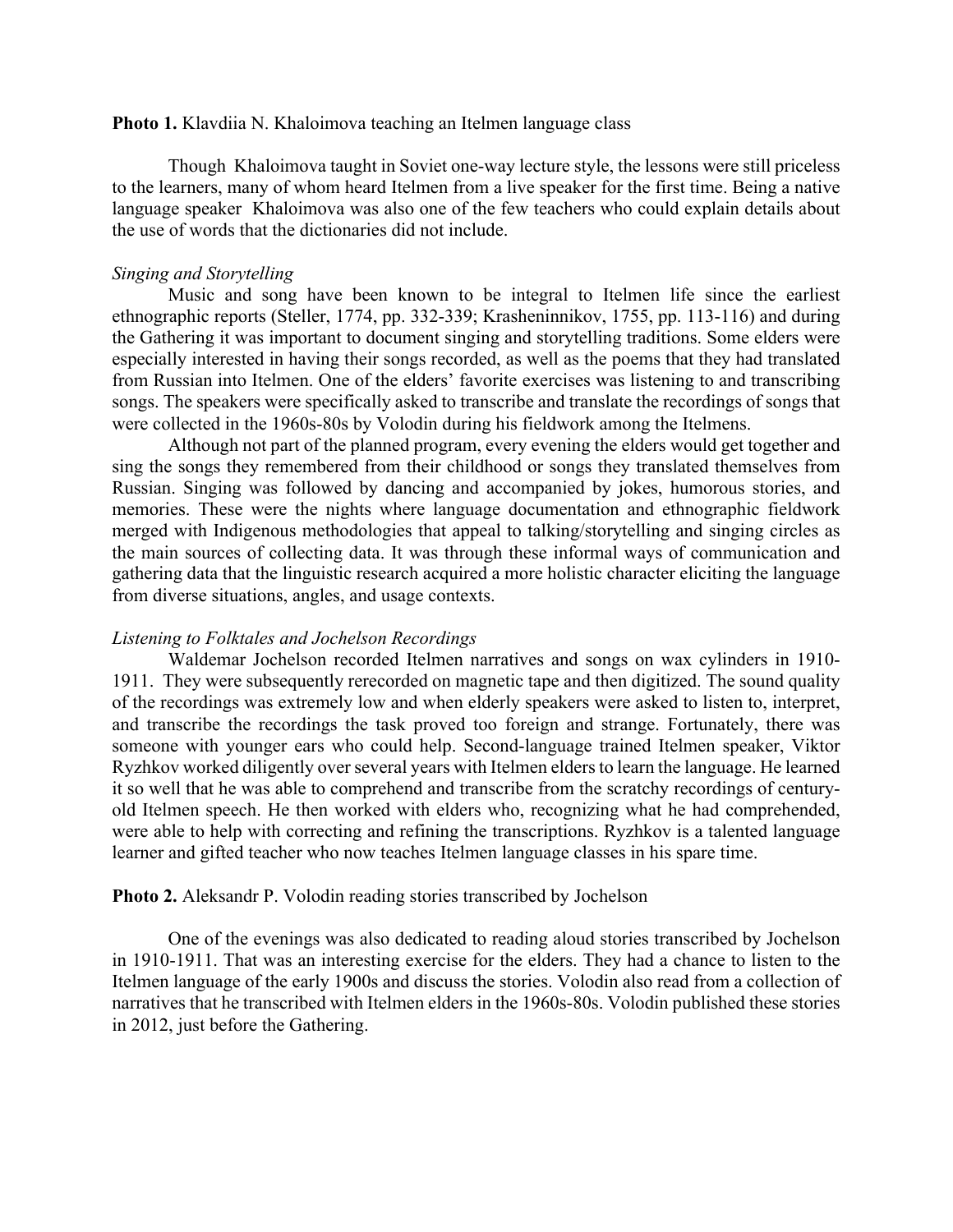**Photo 1.** Klavdiia N. Khaloimova teaching an Itelmen language class

Though Khaloimova taught in Soviet one-way lecture style, the lessons were still priceless to the learners, many of whom heard Itelmen from a live speaker for the first time. Being a native language speaker Khaloimova was also one of the few teachers who could explain details about the use of words that the dictionaries did not include.

*Singing and Storytelling*

Music and song have been known to be integral to Itelmen life since the earliest ethnographic reports (Steller, 1774, pp. 332-339; Krasheninnikov, 1755, pp. 113-116) and during the Gathering it was important to document singing and storytelling traditions. Some elders were especially interested in having their songs recorded, as well as the poems that they had translated from Russian into Itelmen. One of the elders' favorite exercises was listening to and transcribing songs. The speakers were specifically asked to transcribe and translate the recordings of songs that were collected in the 1960s-80s by Volodin during his fieldwork among the Itelmens.

Although not part of the planned program, every evening the elders would get together and sing the songs they remembered from their childhood or songs they translated themselves from Russian. Singing was followed by dancing and accompanied by jokes, humorous stories, and memories. These were the nights where language documentation and ethnographic fieldwork merged with Indigenous methodologies that appeal to talking/storytelling and singing circles as the main sources of collecting data. It was through these informal ways of communication and gathering data that the linguistic research acquired a more holistic character eliciting the language from diverse situations, angles, and usage contexts.

*Listening to Folktales and Jochelson Recordings*

Waldemar Jochelson recorded Itelmen narratives and songs on wax cylinders in 1910-1911. They were subsequently rerecorded on magnetic tape and then digitized. The sound quality of the recordings was extremely low and when elderly speakers were asked to listen to, interpret, and transcribe the recordings the task proved too foreign and strange. Fortunately, there was someone with younger ears who could help. Second-language trained Itelmen speaker, Viktor Ryzhkov worked diligently over several years with Itelmen elders to learn the language. He learned it so well that he was able to comprehend and transcribe from the scratchy recordings of century-old Itelmen speech. He then worked with elders who, recognizing what he had comprehended, were able to help with correcting and refining the transcriptions. Ryzhkov is a talented language learner and gifted teacher who now teaches Itelmen language classes in his spare time.

**Photo 2.** Aleksandr P. Volodin reading stories transcribed by Jochelson

One of the evenings was also dedicated to reading aloud stories transcribed by Jochelson in 1910-1911. That was an interesting exercise for the elders. They had a chance to listen to the Itelmen language of the early 1900s and discuss the stories. Volodin also read from a collection of narratives that he transcribed with Itelmen elders in the 1960s-80s. Volodin published these stories in 2012, just before the Gathering.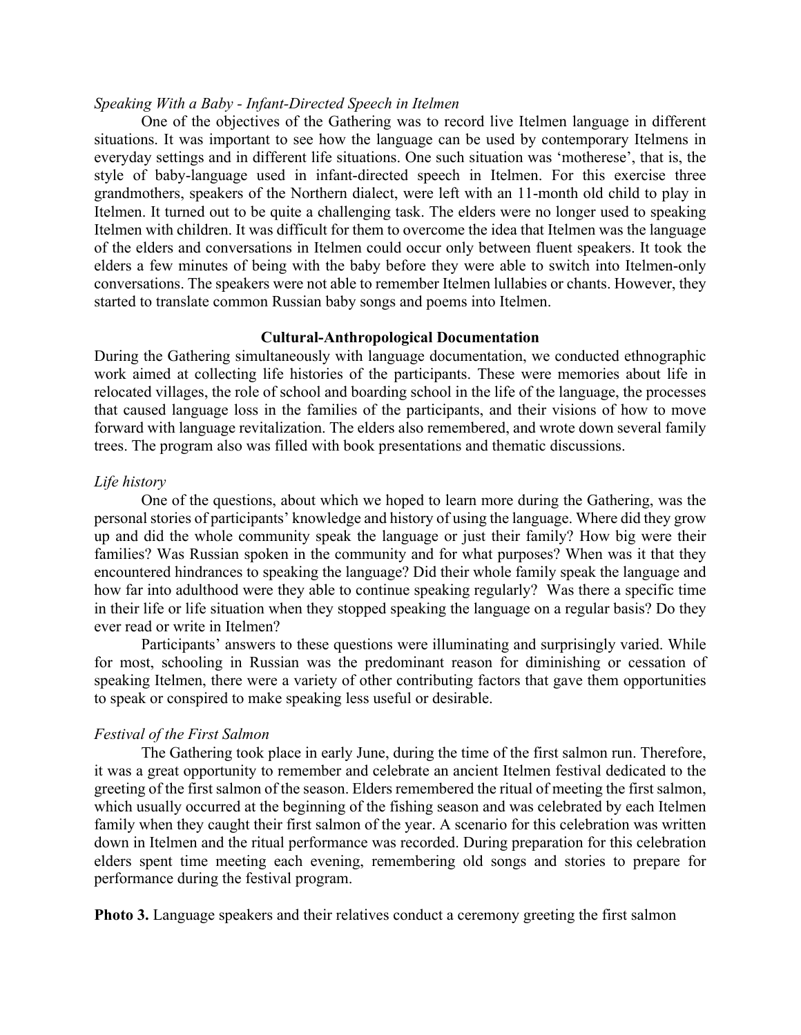*Speaking With a Baby - Infant-Directed Speech in Itelmen*

One of the objectives of the Gathering was to record live Itelmen language in different situations. It was important to see how the language can be used by contemporary Itelmens in everyday settings and in different life situations. One such situation was 'motherese', that is, the style of baby-language used in infant-directed speech in Itelmen. For this exercise three grandmothers, speakers of the Northern dialect, were left with an 11-month old child to play in Itelmen. It turned out to be quite a challenging task. The elders were no longer used to speaking Itelmen with children. It was difficult for them to overcome the idea that Itelmen was the language of the elders and conversations in Itelmen could occur only between fluent speakers. It took the elders a few minutes of being with the baby before they were able to switch into Itelmen-only conversations. The speakers were not able to remember Itelmen lullabies or chants. However, they started to translate common Russian baby songs and poems into Itelmen.

## Cultural-Anthropological Documentation

During the Gathering simultaneously with language documentation, we conducted ethnographic work aimed at collecting life histories of the participants. These were memories about life in relocated villages, the role of school and boarding school in the life of the language, the processes that caused language loss in the families of the participants, and their visions of how to move forward with language revitalization. The elders also remembered, and wrote down several family trees. The program also was filled with book presentations and thematic discussions.

*Life history*

One of the questions, about which we hoped to learn more during the Gathering, was the personal stories of participants' knowledge and history of using the language. Where did they grow up and did the whole community speak the language or just their family? How big were their families? Was Russian spoken in the community and for what purposes? When was it that they encountered hindrances to speaking the language? Did their whole family speak the language and how far into adulthood were they able to continue speaking regularly? Was there a specific time in their life or life situation when they stopped speaking the language on a regular basis? Do they ever read or write in Itelmen?

Participants' answers to these questions were illuminating and surprisingly varied. While for most, schooling in Russian was the predominant reason for diminishing or cessation of speaking Itelmen, there were a variety of other contributing factors that gave them opportunities to speak or conspired to make speaking less useful or desirable.

*Festival of the First Salmon*

The Gathering took place in early June, during the time of the first salmon run. Therefore, it was a great opportunity to remember and celebrate an ancient Itelmen festival dedicated to the greeting of the first salmon of the season. Elders remembered the ritual of meeting the first salmon, which usually occurred at the beginning of the fishing season and was celebrated by each Itelmen family when they caught their first salmon of the year. A scenario for this celebration was written down in Itelmen and the ritual performance was recorded. During preparation for this celebration elders spent time meeting each evening, remembering old songs and stories to prepare for performance during the festival program.

**Photo 3.** Language speakers and their relatives conduct a ceremony greeting the first salmon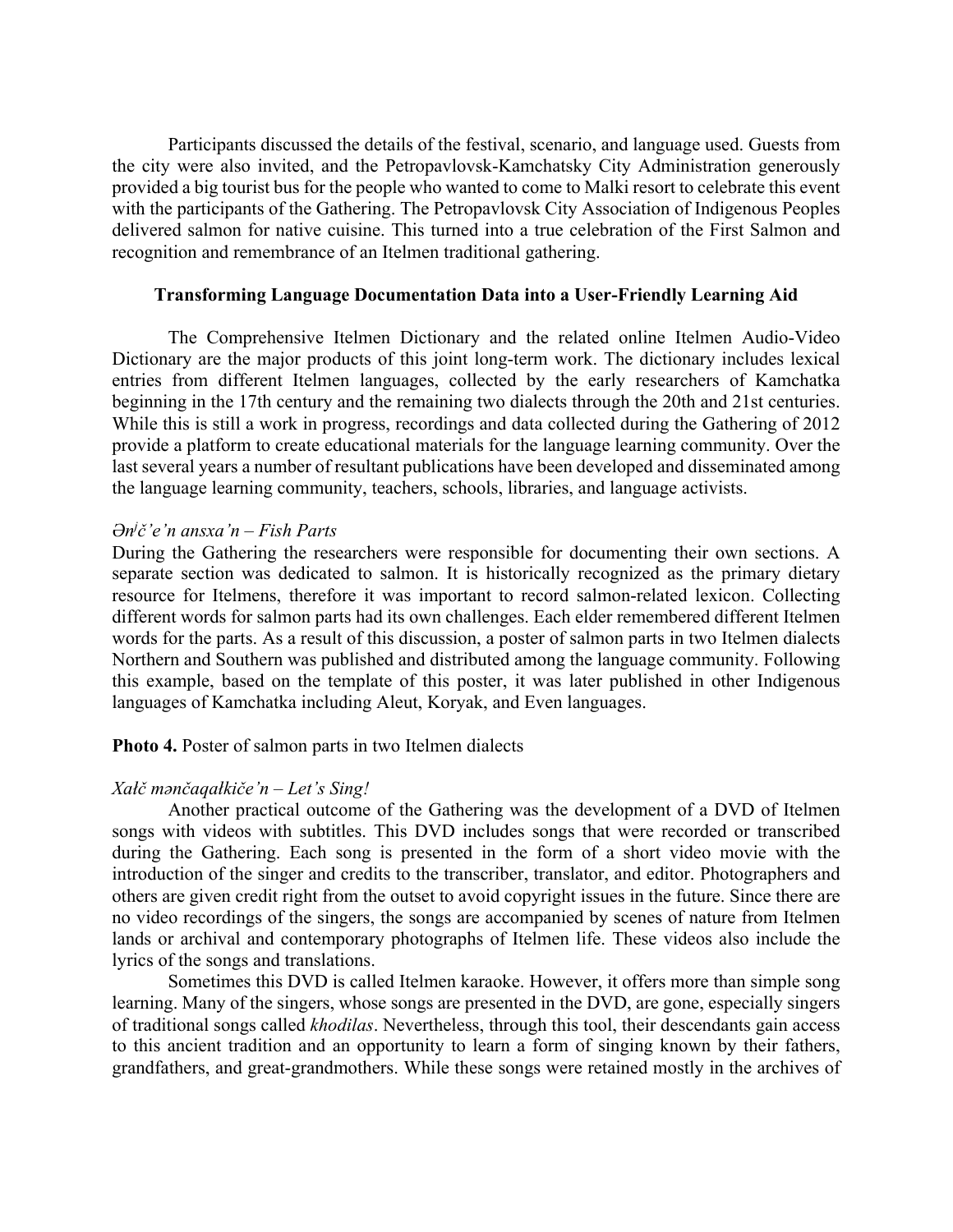Participants discussed the details of the festival, scenario, and language used. Guests from the city were also invited, and the Petropavlovsk-Kamchatsky City Administration generously provided a big tourist bus for the people who wanted to come to Malki resort to celebrate this event with the participants of the Gathering. The Petropavlovsk City Association of Indigenous Peoples delivered salmon for native cuisine. This turned into a true celebration of the First Salmon and recognition and remembrance of an Itelmen traditional gathering.

## Transforming Language Documentation Data into a User-Friendly Learning Aid

The Comprehensive Itelmen Dictionary and the related online Itelmen Audio-Video Dictionary are the major products of this joint long-term work. The dictionary includes lexical entries from different Itelmen languages, collected by the early researchers of Kamchatka beginning in the 17th century and the remaining two dialects through the 20th and 21st centuries. While this is still a work in progress, recordings and data collected during the Gathering of 2012 provide a platform to create educational materials for the language learning community. Over the last several years a number of resultant publications have been developed and disseminated among the language learning community, teachers, schools, libraries, and language activists.

*Ənʲč'e'n ansxa'n – Fish Parts*

During the Gathering the researchers were responsible for documenting their own sections. A separate section was dedicated to salmon. It is historically recognized as the primary dietary resource for Itelmens, therefore it was important to record salmon-related lexicon. Collecting different words for salmon parts had its own challenges. Each elder remembered different Itelmen words for the parts. As a result of this discussion, a poster of salmon parts in two Itelmen dialects Northern and Southern was published and distributed among the language community. Following this example, based on the template of this poster, it was later published in other Indigenous languages of Kamchatka including Aleut, Koryak, and Even languages.

**Photo 4.** Poster of salmon parts in two Itelmen dialects

*Xałč mənčaqałkiče'n – Let's Sing!*

Another practical outcome of the Gathering was the development of a DVD of Itelmen songs with videos with subtitles. This DVD includes songs that were recorded or transcribed during the Gathering. Each song is presented in the form of a short video movie with the introduction of the singer and credits to the transcriber, translator, and editor. Photographers and others are given credit right from the outset to avoid copyright issues in the future. Since there are no video recordings of the singers, the songs are accompanied by scenes of nature from Itelmen lands or archival and contemporary photographs of Itelmen life. These videos also include the lyrics of the songs and translations.

Sometimes this DVD is called Itelmen karaoke. However, it offers more than simple song learning. Many of the singers, whose songs are presented in the DVD, are gone, especially singers of traditional songs called *khodilas*. Nevertheless, through this tool, their descendants gain access to this ancient tradition and an opportunity to learn a form of singing known by their fathers, grandfathers, and great-grandmothers. While these songs were retained mostly in the archives of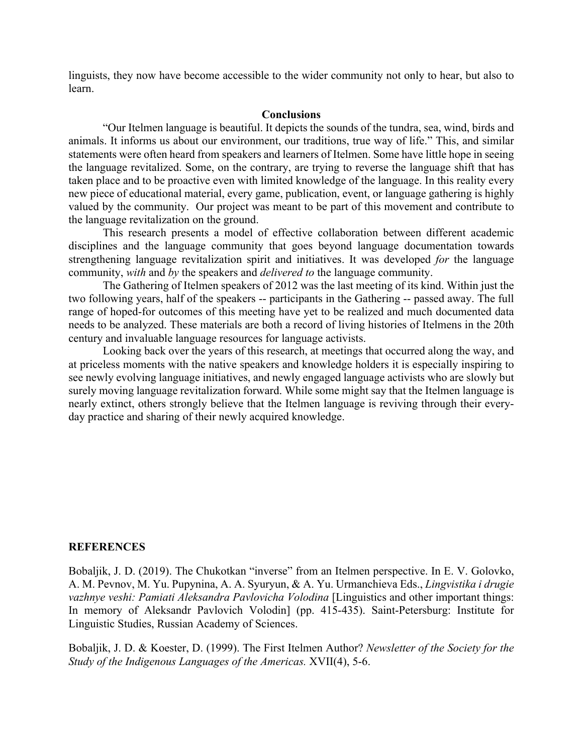linguists, they now have become accessible to the wider community not only to hear, but also to learn.

## Conclusions

"Our Itelmen language is beautiful. It depicts the sounds of the tundra, sea, wind, birds and animals. It informs us about our environment, our traditions, true way of life." This, and similar statements were often heard from speakers and learners of Itelmen. Some have little hope in seeing the language revitalized. Some, on the contrary, are trying to reverse the language shift that has taken place and to be proactive even with limited knowledge of the language. In this reality every new piece of educational material, every game, publication, event, or language gathering is highly valued by the community. Our project was meant to be part of this movement and contribute to the language revitalization on the ground.

This research presents a model of effective collaboration between different academic disciplines and the language community that goes beyond language documentation towards strengthening language revitalization spirit and initiatives. It was developed *for* the language community, *with* and *by* the speakers and *delivered to* the language community.

The Gathering of Itelmen speakers of 2012 was the last meeting of its kind. Within just the two following years, half of the speakers -- participants in the Gathering -- passed away. The full range of hoped-for outcomes of this meeting have yet to be realized and much documented data needs to be analyzed. These materials are both a record of living histories of Itelmens in the 20th century and invaluable language resources for language activists.

Looking back over the years of this research, at meetings that occurred along the way, and at priceless moments with the native speakers and knowledge holders it is especially inspiring to see newly evolving language initiatives, and newly engaged language activists who are slowly but surely moving language revitalization forward. While some might say that the Itelmen language is nearly extinct, others strongly believe that the Itelmen language is reviving through their every-day practice and sharing of their newly acquired knowledge.

## REFERENCES

Bobaljik, J. D. (2019). The Chukotkan "inverse" from an Itelmen perspective. In E. V. Golovko, A. M. Pevnov, M. Yu. Pupynina, A. A. Syuryun, & A. Yu. Urmanchieva Eds., *Lingvistika i drugie vazhnye veshi: Pamiati Aleksandra Pavlovicha Volodina* [Linguistics and other important things: In memory of Aleksandr Pavlovich Volodin] (pp. 415-435). Saint-Petersburg: Institute for Linguistic Studies, Russian Academy of Sciences.

Bobaljik, J. D. & Koester, D. (1999). The First Itelmen Author? *Newsletter of the Society for the Study of the Indigenous Languages of the Americas.* XVII(4), 5-6.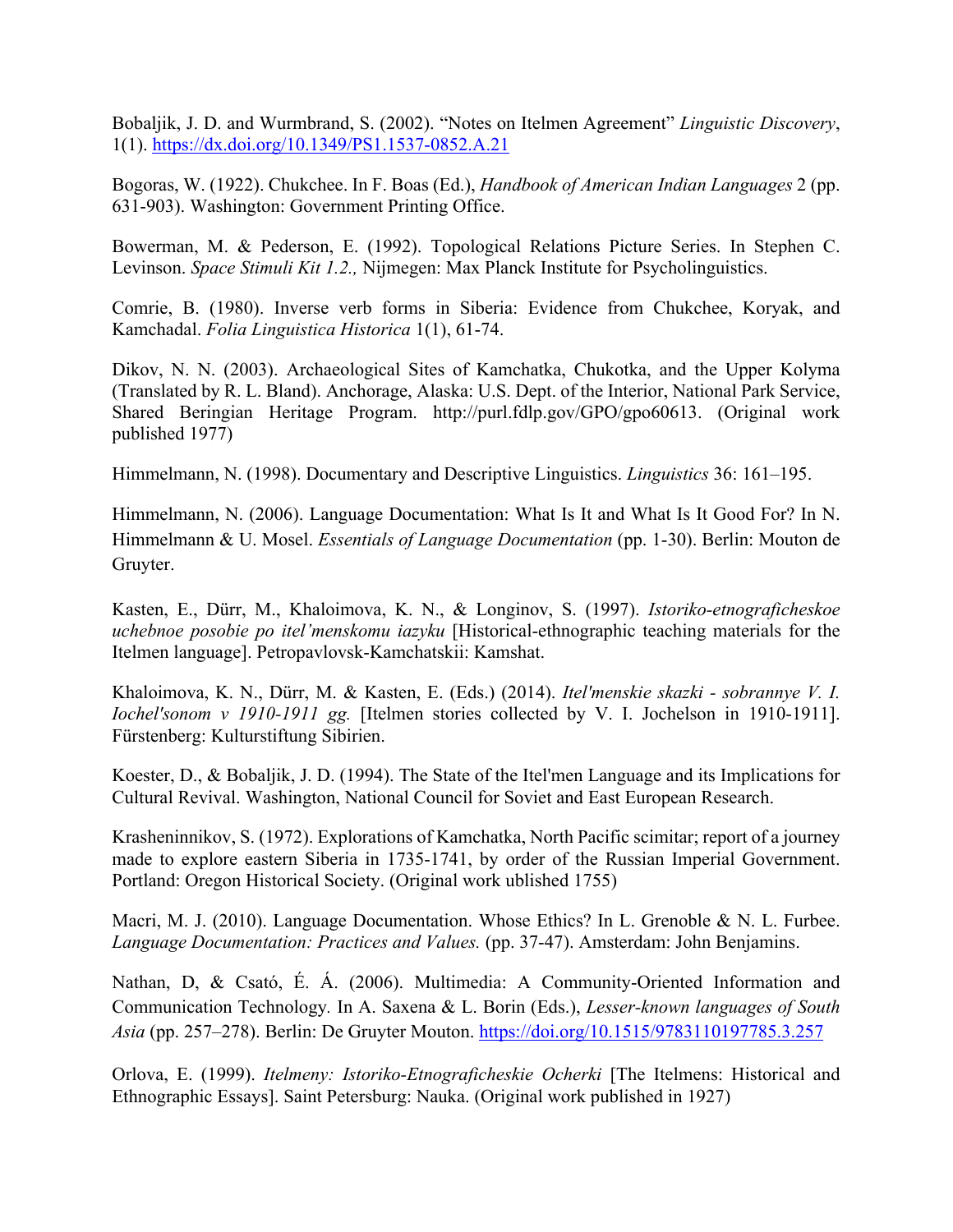Bobaljik, J. D. and Wurmbrand, S. (2002). "Notes on Itelmen Agreement" *Linguistic Discovery*, 1(1). https://dx.doi.org/10.1349/PS1.1537-0852.A.21

Bogoras, W. (1922). Chukchee. In F. Boas (Ed.), *Handbook of American Indian Languages* 2 (pp. 631-903). Washington: Government Printing Office.

Bowerman, M. & Pederson, E. (1992). Topological Relations Picture Series. In Stephen C. Levinson. *Space Stimuli Kit 1.2.,* Nijmegen: Max Planck Institute for Psycholinguistics.

Comrie, B. (1980). Inverse verb forms in Siberia: Evidence from Chukchee, Koryak, and Kamchadal. *Folia Linguistica Historica* 1(1), 61-74.

Dikov, N. N. (2003). Archaeological Sites of Kamchatka, Chukotka, and the Upper Kolyma (Translated by R. L. Bland). Anchorage, Alaska: U.S. Dept. of the Interior, National Park Service, Shared Beringian Heritage Program. http://purl.fdlp.gov/GPO/gpo60613. (Original work published 1977)

Himmelmann, N. (1998). Documentary and Descriptive Linguistics. *Linguistics* 36: 161–195.

Himmelmann, N. (2006). Language Documentation: What Is It and What Is It Good For? In N. Himmelmann & U. Mosel. *Essentials of Language Documentation* (pp. 1-30). Berlin: Mouton de Gruyter.

Kasten, E., Dürr, M., Khaloimova, K. N., & Longinov, S. (1997). *Istoriko-etnograficheskoe uchebnoe posobie po itel'menskomu iazyku* [Historical-ethnographic teaching materials for the Itelmen language]. Petropavlovsk-Kamchatskii: Kamshat.

Khaloimova, K. N., Dürr, M. & Kasten, E. (Eds.) (2014). *Itel'menskie skazki - sobrannye V. I. Iochel'sonom v 1910-1911 gg.* [Itelmen stories collected by V. I. Jochelson in 1910-1911]. Fürstenberg: Kulturstiftung Sibirien.

Koester, D., & Bobaljik, J. D. (1994). The State of the Itel'men Language and its Implications for Cultural Revival. Washington, National Council for Soviet and East European Research.

Krasheninnikov, S. (1972). Explorations of Kamchatka, North Pacific scimitar; report of a journey made to explore eastern Siberia in 1735-1741, by order of the Russian Imperial Government. Portland: Oregon Historical Society. (Original work ublished 1755)

Macri, M. J. (2010). Language Documentation. Whose Ethics? In L. Grenoble & N. L. Furbee. *Language Documentation: Practices and Values.* (pp. 37-47). Amsterdam: John Benjamins.

Nathan, D, & Csató, É. Á. (2006). Multimedia: A Community-Oriented Information and Communication Technology. In A. Saxena & L. Borin (Eds.), *Lesser-known languages of South Asia* (pp. 257–278). Berlin: De Gruyter Mouton. https://doi.org/10.1515/9783110197785.3.257

Orlova, E. (1999). *Itelmeny: Istoriko-Etnograficheskie Ocherki* [The Itelmens: Historical and Ethnographic Essays]. Saint Petersburg: Nauka. (Original work published in 1927)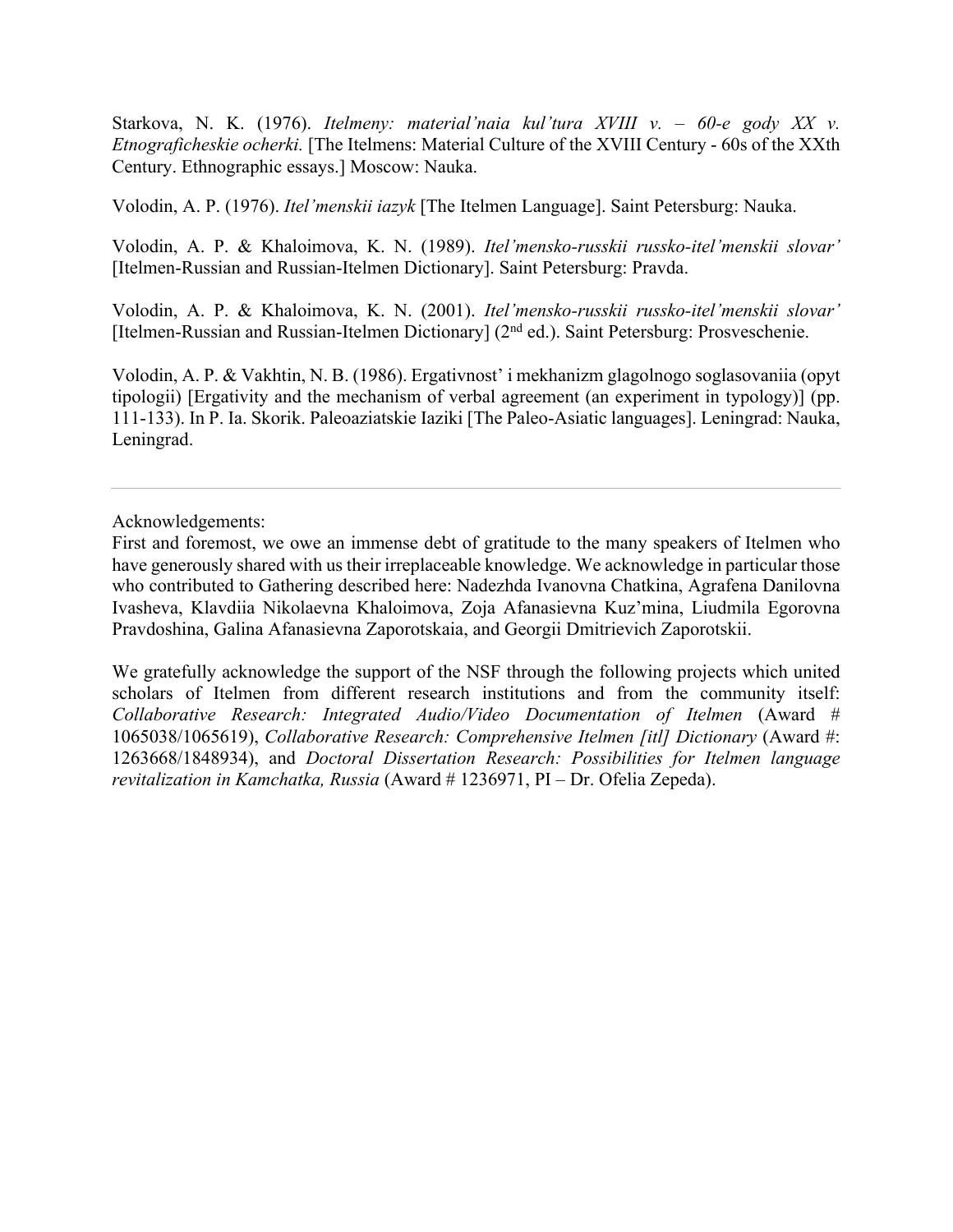Starkova, N. K. (1976). *Itelmeny: material'naia kul'tura XVIII v. – 60-e gody XX v. Etnograficheskie ocherki.* [The Itelmens: Material Culture of the XVIII Century - 60s of the XXth Century. Ethnographic essays.] Moscow: Nauka.

Volodin, A. P. (1976). *Itel'menskii iazyk* [The Itelmen Language]. Saint Petersburg: Nauka.

Volodin, A. P. & Khaloimova, K. N. (1989). *Itel'mensko-russkii russko-itel'menskii slovar'* [Itelmen-Russian and Russian-Itelmen Dictionary]. Saint Petersburg: Pravda.

Volodin, A. P. & Khaloimova, K. N. (2001). *Itel'mensko-russkii russko-itel'menskii slovar'* [Itelmen-Russian and Russian-Itelmen Dictionary] (2nd ed.). Saint Petersburg: Prosveschenie.

Volodin, A. P. & Vakhtin, N. B. (1986). Ergativnost' i mekhanizm glagolnogo soglasovaniia (opyt tipologii) [Ergativity and the mechanism of verbal agreement (an experiment in typology)] (pp. 111-133). In P. Ia. Skorik. Paleoaziatskie Iaziki [The Paleo-Asiatic languages]. Leningrad: Nauka, Leningrad.

---

Acknowledgements:

First and foremost, we owe an immense debt of gratitude to the many speakers of Itelmen who have generously shared with us their irreplaceable knowledge. We acknowledge in particular those who contributed to Gathering described here: Nadezhda Ivanovna Chatkina, Agrafena Danilovna Ivasheva, Klavdiia Nikolaevna Khaloimova, Zoja Afanasievna Kuz'mina, Liudmila Egorovna Pravdoshina, Galina Afanasievna Zaporotskaia, and Georgii Dmitrievich Zaporotskii.

We gratefully acknowledge the support of the NSF through the following projects which united scholars of Itelmen from different research institutions and from the community itself: *Collaborative Research: Integrated Audio/Video Documentation of Itelmen* (Award # 1065038/1065619), *Collaborative Research: Comprehensive Itelmen [itl] Dictionary* (Award #: 1263668/1848934), and *Doctoral Dissertation Research: Possibilities for Itelmen language revitalization in Kamchatka, Russia* (Award # 1236971, PI – Dr. Ofelia Zepeda).